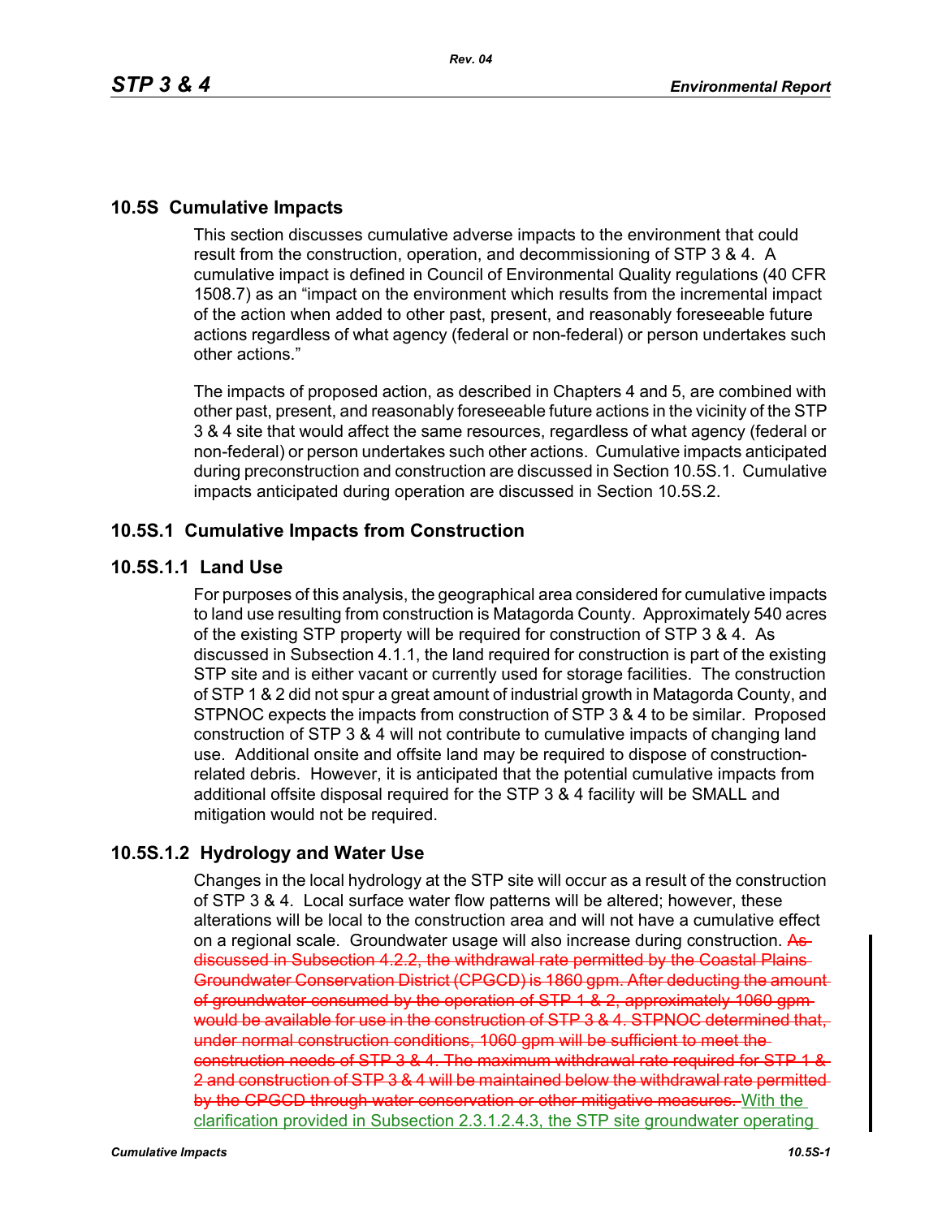## 10.5S Cumulative Impacts

This section discusses cumulative adverse impacts to the environment that could result from the construction, operation, and decommissioning of STP 3 & 4. A cumulative impact is defined in Council of Environmental Quality regulations (40 CFR 1508.7) as an "impact on the environment which results from the incremental impact of the action when added to other past, present, and reasonably foreseeable future actions regardless of what agency (federal or non-federal) or person undertakes such other actions."

The impacts of proposed action, as described in Chapters 4 and 5, are combined with other past, present, and reasonably foreseeable future actions in the vicinity of the STP 3 & 4 site that would affect the same resources, regardless of what agency (federal or non-federal) or person undertakes such other actions. Cumulative impacts anticipated during preconstruction and construction are discussed in Section 10.5S.1. Cumulative impacts anticipated during operation are discussed in Section 10.5S.2.

### 10.5S.1 Cumulative Impacts from Construction

#### 10.5S.1.1 Land Use

For purposes of this analysis, the geographical area considered for cumulative impacts to land use resulting from construction is Matagorda County. Approximately 540 acres of the existing STP property will be required for construction of STP 3 & 4. As discussed in Subsection 4.1.1, the land required for construction is part of the existing STP site and is either vacant or currently used for storage facilities. The construction of STP 1 & 2 did not spur a great amount of industrial growth in Matagorda County, and STPNOC expects the impacts from construction of STP 3 & 4 to be similar. Proposed construction of STP 3 & 4 will not contribute to cumulative impacts of changing land use. Additional onsite and offsite land may be required to dispose of construction-related debris. However, it is anticipated that the potential cumulative impacts from additional offsite disposal required for the STP 3 & 4 facility will be SMALL and mitigation would not be required.

#### 10.5S.1.2 Hydrology and Water Use

Changes in the local hydrology at the STP site will occur as a result of the construction of STP 3 & 4. Local surface water flow patterns will be altered; however, these alterations will be local to the construction area and will not have a cumulative effect on a regional scale. Groundwater usage will also increase during construction. ~~As discussed in Subsection 4.2.2, the withdrawal rate permitted by the Coastal Plains Groundwater Conservation District (CPGCD) is 1860 gpm. After deducting the amount of groundwater consumed by the operation of STP 1 & 2, approximately 1060 gpm would be available for use in the construction of STP 3 & 4. STPNOC determined that, under normal construction conditions, 1060 gpm will be sufficient to meet the construction needs of STP 3 & 4. The maximum withdrawal rate required for STP 1 & 2 and construction of STP 3 & 4 will be maintained below the withdrawal rate permitted by the CPGCD through water conservation or other mitigative measures.~~ <u>With the clarification provided in Subsection 2.3.1.2.4.3, the STP site groundwater operating</u>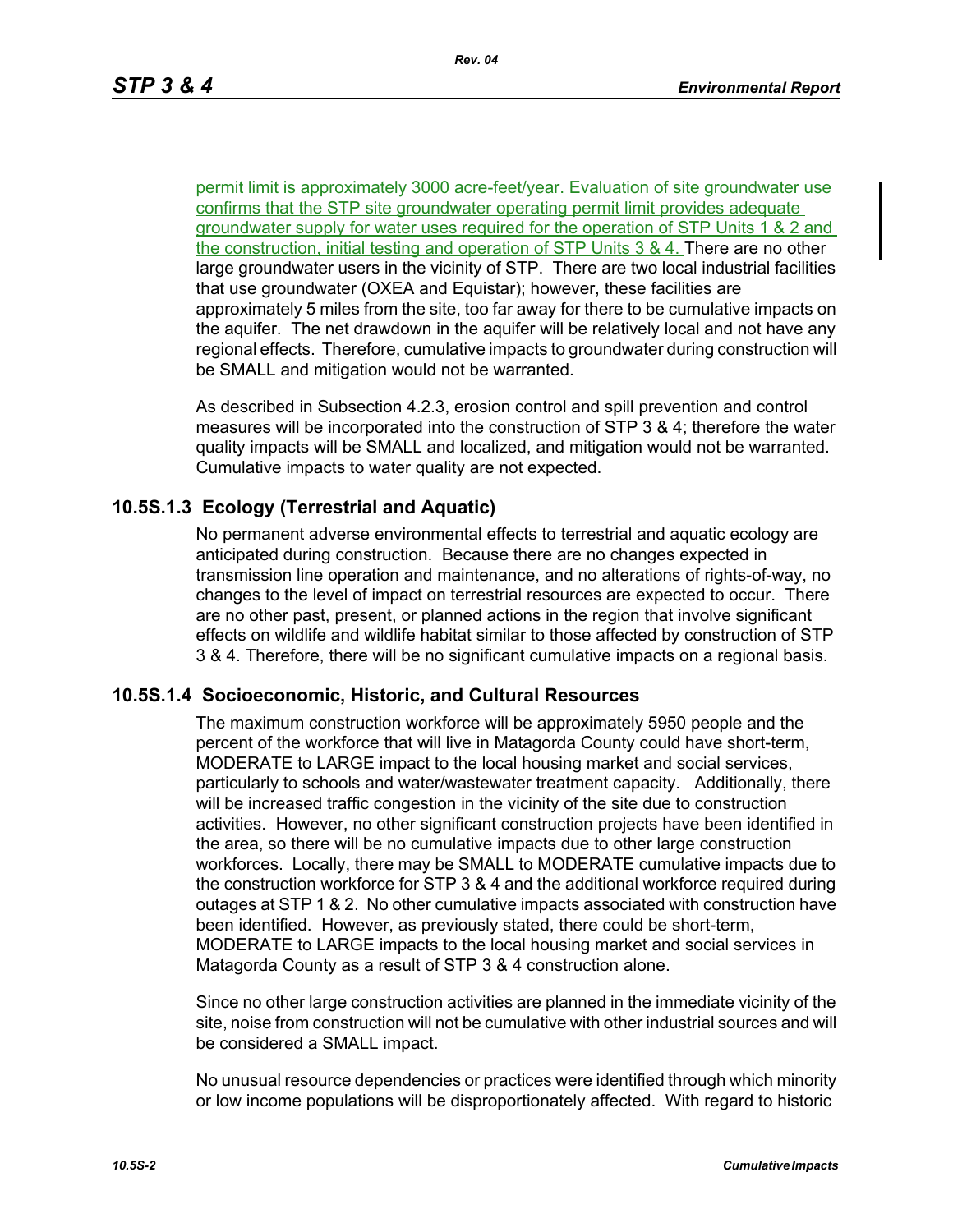permit limit is approximately 3000 acre-feet/year. Evaluation of site groundwater use confirms that the STP site groundwater operating permit limit provides adequate groundwater supply for water uses required for the operation of STP Units 1 & 2 and the construction, initial testing and operation of STP Units 3 & 4. There are no other large groundwater users in the vicinity of STP. There are two local industrial facilities that use groundwater (OXEA and Equistar); however, these facilities are approximately 5 miles from the site, too far away for there to be cumulative impacts on the aquifer. The net drawdown in the aquifer will be relatively local and not have any regional effects. Therefore, cumulative impacts to groundwater during construction will be SMALL and mitigation would not be warranted.

As described in Subsection 4.2.3, erosion control and spill prevention and control measures will be incorporated into the construction of STP 3 & 4; therefore the water quality impacts will be SMALL and localized, and mitigation would not be warranted. Cumulative impacts to water quality are not expected.

### 10.5S.1.3 Ecology (Terrestrial and Aquatic)

No permanent adverse environmental effects to terrestrial and aquatic ecology are anticipated during construction. Because there are no changes expected in transmission line operation and maintenance, and no alterations of rights-of-way, no changes to the level of impact on terrestrial resources are expected to occur. There are no other past, present, or planned actions in the region that involve significant effects on wildlife and wildlife habitat similar to those affected by construction of STP 3 & 4. Therefore, there will be no significant cumulative impacts on a regional basis.

### 10.5S.1.4 Socioeconomic, Historic, and Cultural Resources

The maximum construction workforce will be approximately 5950 people and the percent of the workforce that will live in Matagorda County could have short-term, MODERATE to LARGE impact to the local housing market and social services, particularly to schools and water/wastewater treatment capacity. Additionally, there will be increased traffic congestion in the vicinity of the site due to construction activities. However, no other significant construction projects have been identified in the area, so there will be no cumulative impacts due to other large construction workforces. Locally, there may be SMALL to MODERATE cumulative impacts due to the construction workforce for STP 3 & 4 and the additional workforce required during outages at STP 1 & 2. No other cumulative impacts associated with construction have been identified. However, as previously stated, there could be short-term, MODERATE to LARGE impacts to the local housing market and social services in Matagorda County as a result of STP 3 & 4 construction alone.

Since no other large construction activities are planned in the immediate vicinity of the site, noise from construction will not be cumulative with other industrial sources and will be considered a SMALL impact.

No unusual resource dependencies or practices were identified through which minority or low income populations will be disproportionately affected. With regard to historic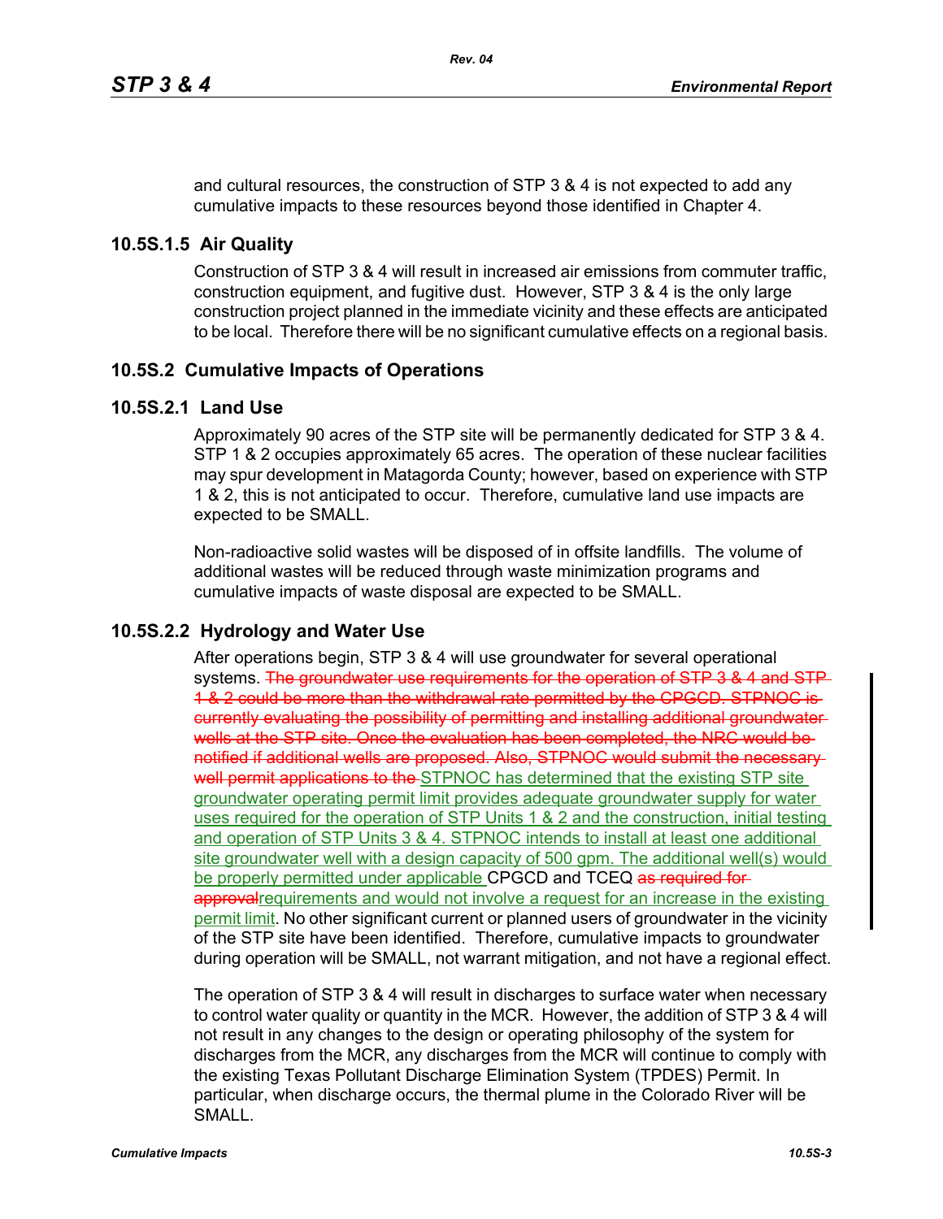and cultural resources, the construction of STP 3 & 4 is not expected to add any cumulative impacts to these resources beyond those identified in Chapter 4.

### 10.5S.1.5 Air Quality

Construction of STP 3 & 4 will result in increased air emissions from commuter traffic, construction equipment, and fugitive dust. However, STP 3 & 4 is the only large construction project planned in the immediate vicinity and these effects are anticipated to be local. Therefore there will be no significant cumulative effects on a regional basis.

## 10.5S.2 Cumulative Impacts of Operations

### 10.5S.2.1 Land Use

Approximately 90 acres of the STP site will be permanently dedicated for STP 3 & 4. STP 1 & 2 occupies approximately 65 acres. The operation of these nuclear facilities may spur development in Matagorda County; however, based on experience with STP 1 & 2, this is not anticipated to occur. Therefore, cumulative land use impacts are expected to be SMALL.

Non-radioactive solid wastes will be disposed of in offsite landfills. The volume of additional wastes will be reduced through waste minimization programs and cumulative impacts of waste disposal are expected to be SMALL.

### 10.5S.2.2 Hydrology and Water Use

After operations begin, STP 3 & 4 will use groundwater for several operational systems. ~~The groundwater use requirements for the operation of STP 3 & 4 and STP 1 & 2 could be more than the withdrawal rate permitted by the CPGCD. STPNOC is currently evaluating the possibility of permitting and installing additional groundwater wells at the STP site. Once the evaluation has been completed, the NRC would be notified if additional wells are proposed. Also, STPNOC would submit the necessary well permit applications to the~~ <u>STPNOC has determined that the existing STP site groundwater operating permit limit provides adequate groundwater supply for water uses required for the operation of STP Units 1 & 2 and the construction, initial testing and operation of STP Units 3 & 4. STPNOC intends to install at least one additional site groundwater well with a design capacity of 500 gpm. The additional well(s) would be properly permitted under applicable</u> CPGCD and TCEQ ~~as required for approval~~<u>requirements and would not involve a request for an increase in the existing permit limit</u>. No other significant current or planned users of groundwater in the vicinity of the STP site have been identified. Therefore, cumulative impacts to groundwater during operation will be SMALL, not warrant mitigation, and not have a regional effect.

The operation of STP 3 & 4 will result in discharges to surface water when necessary to control water quality or quantity in the MCR. However, the addition of STP 3 & 4 will not result in any changes to the design or operating philosophy of the system for discharges from the MCR, any discharges from the MCR will continue to comply with the existing Texas Pollutant Discharge Elimination System (TPDES) Permit. In particular, when discharge occurs, the thermal plume in the Colorado River will be SMALL.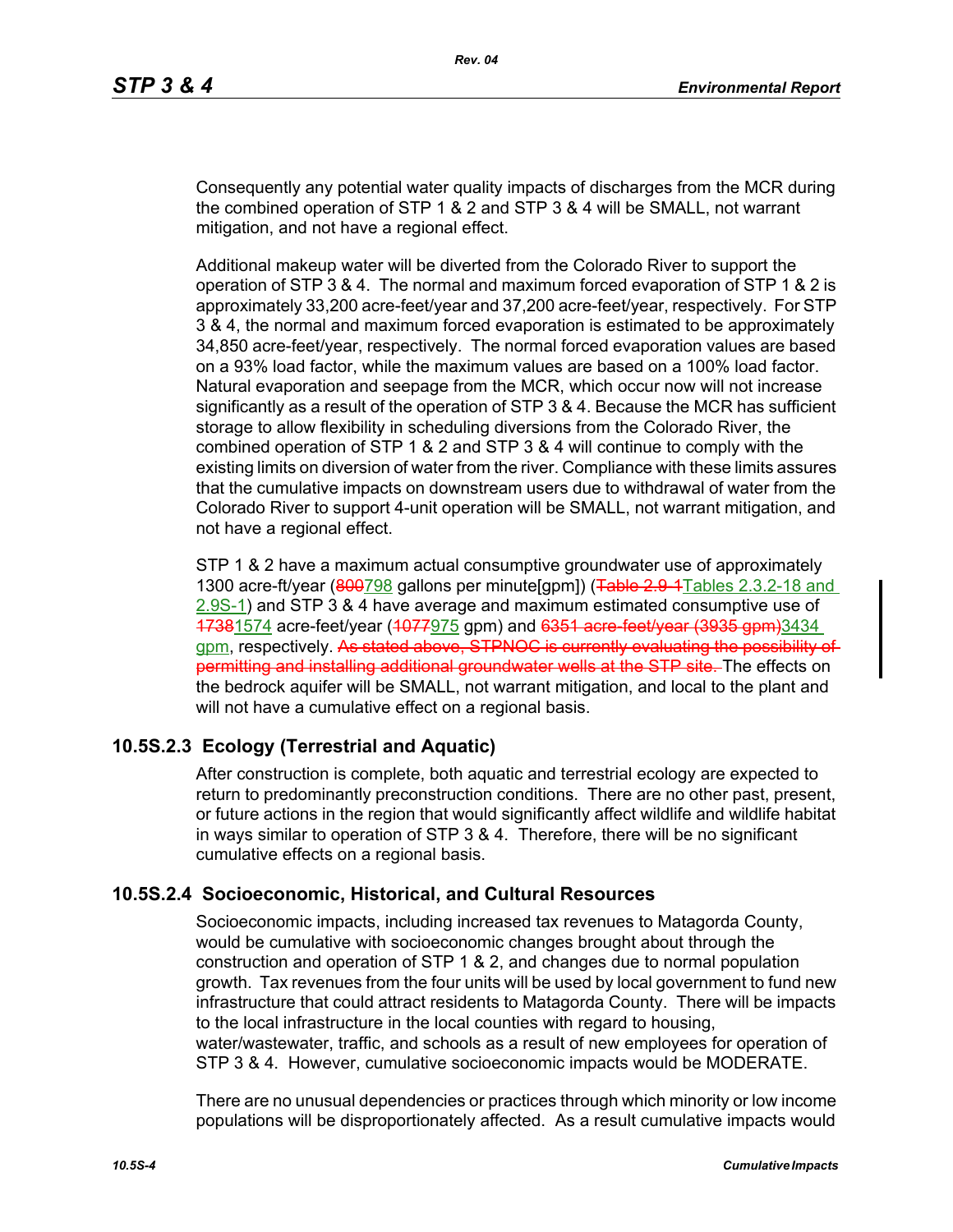Consequently any potential water quality impacts of discharges from the MCR during the combined operation of STP 1 & 2 and STP 3 & 4 will be SMALL, not warrant mitigation, and not have a regional effect.

Additional makeup water will be diverted from the Colorado River to support the operation of STP 3 & 4. The normal and maximum forced evaporation of STP 1 & 2 is approximately 33,200 acre-feet/year and 37,200 acre-feet/year, respectively. For STP 3 & 4, the normal and maximum forced evaporation is estimated to be approximately 34,850 acre-feet/year, respectively. The normal forced evaporation values are based on a 93% load factor, while the maximum values are based on a 100% load factor. Natural evaporation and seepage from the MCR, which occur now will not increase significantly as a result of the operation of STP 3 & 4. Because the MCR has sufficient storage to allow flexibility in scheduling diversions from the Colorado River, the combined operation of STP 1 & 2 and STP 3 & 4 will continue to comply with the existing limits on diversion of water from the river. Compliance with these limits assures that the cumulative impacts on downstream users due to withdrawal of water from the Colorado River to support 4-unit operation will be SMALL, not warrant mitigation, and not have a regional effect.

STP 1 & 2 have a maximum actual consumptive groundwater use of approximately 1300 acre-ft/year (~~800~~798 gallons per minute[gpm]) (~~Table 2.9-1~~Tables 2.3.2-18 and 2.9S-1) and STP 3 & 4 have average and maximum estimated consumptive use of ~~1738~~1574 acre-feet/year (~~1077~~975 gpm) and ~~6351 acre-feet/year (3935 gpm)~~3434 gpm, respectively. ~~As stated above, STPNOC is currently evaluating the possibility of permitting and installing additional groundwater wells at the STP site.~~ The effects on the bedrock aquifer will be SMALL, not warrant mitigation, and local to the plant and will not have a cumulative effect on a regional basis.

## 10.5S.2.3 Ecology (Terrestrial and Aquatic)

After construction is complete, both aquatic and terrestrial ecology are expected to return to predominantly preconstruction conditions. There are no other past, present, or future actions in the region that would significantly affect wildlife and wildlife habitat in ways similar to operation of STP 3 & 4. Therefore, there will be no significant cumulative effects on a regional basis.

## 10.5S.2.4 Socioeconomic, Historical, and Cultural Resources

Socioeconomic impacts, including increased tax revenues to Matagorda County, would be cumulative with socioeconomic changes brought about through the construction and operation of STP 1 & 2, and changes due to normal population growth. Tax revenues from the four units will be used by local government to fund new infrastructure that could attract residents to Matagorda County. There will be impacts to the local infrastructure in the local counties with regard to housing, water/wastewater, traffic, and schools as a result of new employees for operation of STP 3 & 4. However, cumulative socioeconomic impacts would be MODERATE.

There are no unusual dependencies or practices through which minority or low income populations will be disproportionately affected. As a result cumulative impacts would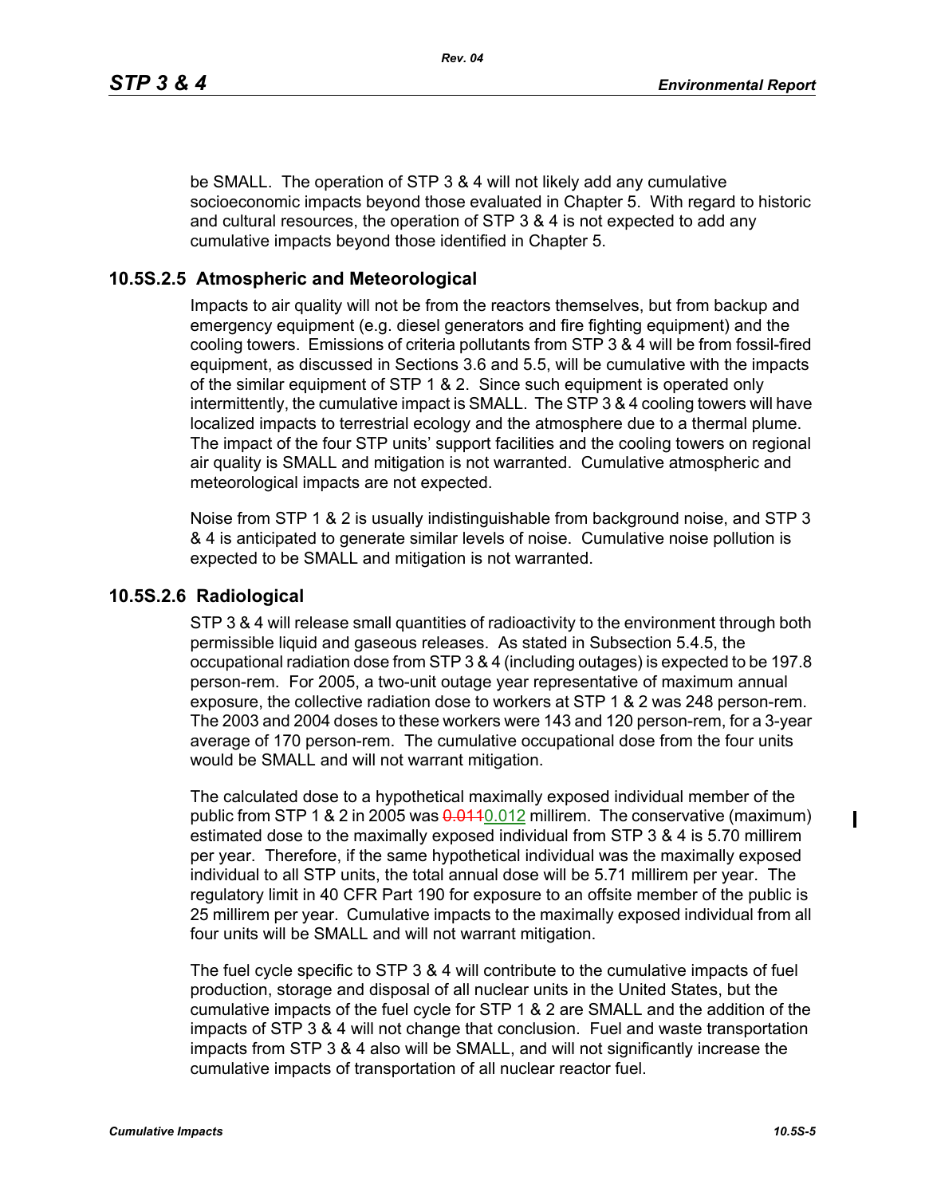be SMALL. The operation of STP 3 & 4 will not likely add any cumulative socioeconomic impacts beyond those evaluated in Chapter 5. With regard to historic and cultural resources, the operation of STP 3 & 4 is not expected to add any cumulative impacts beyond those identified in Chapter 5.

### 10.5S.2.5 Atmospheric and Meteorological

Impacts to air quality will not be from the reactors themselves, but from backup and emergency equipment (e.g. diesel generators and fire fighting equipment) and the cooling towers. Emissions of criteria pollutants from STP 3 & 4 will be from fossil-fired equipment, as discussed in Sections 3.6 and 5.5, will be cumulative with the impacts of the similar equipment of STP 1 & 2. Since such equipment is operated only intermittently, the cumulative impact is SMALL. The STP 3 & 4 cooling towers will have localized impacts to terrestrial ecology and the atmosphere due to a thermal plume. The impact of the four STP units' support facilities and the cooling towers on regional air quality is SMALL and mitigation is not warranted. Cumulative atmospheric and meteorological impacts are not expected.

Noise from STP 1 & 2 is usually indistinguishable from background noise, and STP 3 & 4 is anticipated to generate similar levels of noise. Cumulative noise pollution is expected to be SMALL and mitigation is not warranted.

### 10.5S.2.6 Radiological

STP 3 & 4 will release small quantities of radioactivity to the environment through both permissible liquid and gaseous releases. As stated in Subsection 5.4.5, the occupational radiation dose from STP 3 & 4 (including outages) is expected to be 197.8 person-rem. For 2005, a two-unit outage year representative of maximum annual exposure, the collective radiation dose to workers at STP 1 & 2 was 248 person-rem. The 2003 and 2004 doses to these workers were 143 and 120 person-rem, for a 3-year average of 170 person-rem. The cumulative occupational dose from the four units would be SMALL and will not warrant mitigation.

The calculated dose to a hypothetical maximally exposed individual member of the public from STP 1 & 2 in 2005 was ~~0.011~~0.012 millirem. The conservative (maximum) estimated dose to the maximally exposed individual from STP 3 & 4 is 5.70 millirem per year. Therefore, if the same hypothetical individual was the maximally exposed individual to all STP units, the total annual dose will be 5.71 millirem per year. The regulatory limit in 40 CFR Part 190 for exposure to an offsite member of the public is 25 millirem per year. Cumulative impacts to the maximally exposed individual from all four units will be SMALL and will not warrant mitigation.

The fuel cycle specific to STP 3 & 4 will contribute to the cumulative impacts of fuel production, storage and disposal of all nuclear units in the United States, but the cumulative impacts of the fuel cycle for STP 1 & 2 are SMALL and the addition of the impacts of STP 3 & 4 will not change that conclusion. Fuel and waste transportation impacts from STP 3 & 4 also will be SMALL, and will not significantly increase the cumulative impacts of transportation of all nuclear reactor fuel.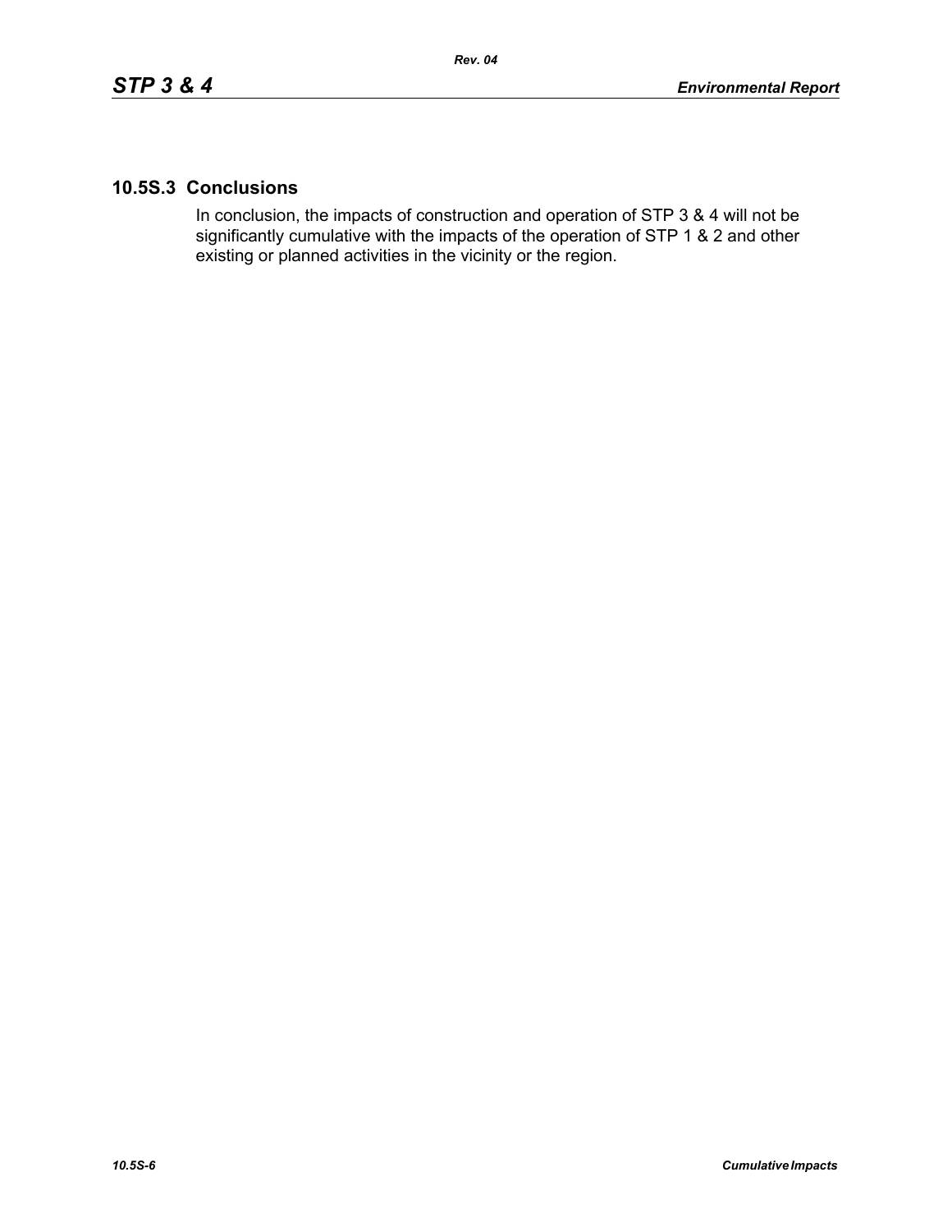## 10.5S.3 Conclusions

In conclusion, the impacts of construction and operation of STP 3 & 4 will not be significantly cumulative with the impacts of the operation of STP 1 & 2 and other existing or planned activities in the vicinity or the region.